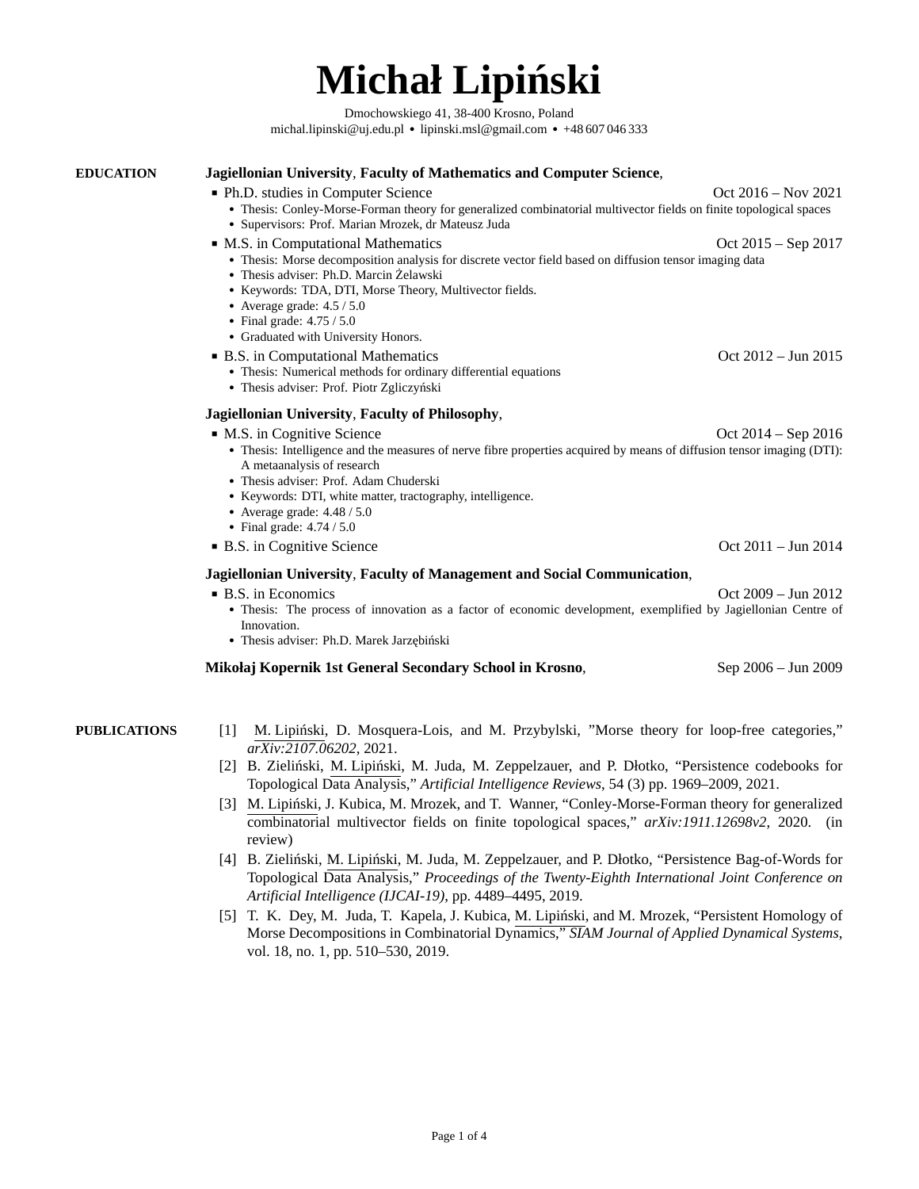# Michał Lipiński

Dmochowskiego 41, 38-400 Krosno, Poland
michal.lipinski@uj.edu.pl • lipinski.msl@gmail.com • +48 607 046 333

## EDUCATION

**Jagiellonian University**, **Faculty of Mathematics and Computer Science**,

- Ph.D. studies in Computer Science — Oct 2016 – Nov 2021
  - Thesis: Conley-Morse-Forman theory for generalized combinatorial multivector fields on finite topological spaces
  - Supervisors: Prof. Marian Mrozek, dr Mateusz Juda
- M.S. in Computational Mathematics — Oct 2015 – Sep 2017
  - Thesis: Morse decomposition analysis for discrete vector field based on diffusion tensor imaging data
  - Thesis adviser: Ph.D. Marcin Żelawski
  - Keywords: TDA, DTI, Morse Theory, Multivector fields.
  - Average grade: 4.5 / 5.0
  - Final grade: 4.75 / 5.0
  - Graduated with University Honors.
- B.S. in Computational Mathematics — Oct 2012 – Jun 2015
  - Thesis: Numerical methods for ordinary differential equations
  - Thesis adviser: Prof. Piotr Zgliczyński

**Jagiellonian University**, **Faculty of Philosophy**,

- M.S. in Cognitive Science — Oct 2014 – Sep 2016
  - Thesis: Intelligence and the measures of nerve fibre properties acquired by means of diffusion tensor imaging (DTI): A metaanalysis of research
  - Thesis adviser: Prof. Adam Chuderski
  - Keywords: DTI, white matter, tractography, intelligence.
  - Average grade: 4.48 / 5.0
  - Final grade: 4.74 / 5.0
- B.S. in Cognitive Science — Oct 2011 – Jun 2014

**Jagiellonian University**, **Faculty of Management and Social Communication**,

- B.S. in Economics — Oct 2009 – Jun 2012
  - Thesis: The process of innovation as a factor of economic development, exemplified by Jagiellonian Centre of Innovation.
  - Thesis adviser: Ph.D. Marek Jarzębiński

**Mikołaj Kopernik 1st General Secondary School in Krosno**, — Sep 2006 – Jun 2009

## PUBLICATIONS

[1] M. Lipiński, D. Mosquera-Lois, and M. Przybylski, "Morse theory for loop-free categories," *arXiv:2107.06202*, 2021.

[2] B. Zieliński, M. Lipiński, M. Juda, M. Zeppelzauer, and P. Dłotko, "Persistence codebooks for Topological Data Analysis," *Artificial Intelligence Reviews*, 54 (3) pp. 1969–2009, 2021.

[3] M. Lipiński, J. Kubica, M. Mrozek, and T. Wanner, "Conley-Morse-Forman theory for generalized combinatorial multivector fields on finite topological spaces," *arXiv:1911.12698v2*, 2020. (in review)

[4] B. Zieliński, M. Lipiński, M. Juda, M. Zeppelzauer, and P. Dłotko, "Persistence Bag-of-Words for Topological Data Analysis," *Proceedings of the Twenty-Eighth International Joint Conference on Artificial Intelligence (IJCAI-19)*, pp. 4489–4495, 2019.

[5] T. K. Dey, M. Juda, T. Kapela, J. Kubica, M. Lipiński, and M. Mrozek, "Persistent Homology of Morse Decompositions in Combinatorial Dynamics," *SIAM Journal of Applied Dynamical Systems*, vol. 18, no. 1, pp. 510–530, 2019.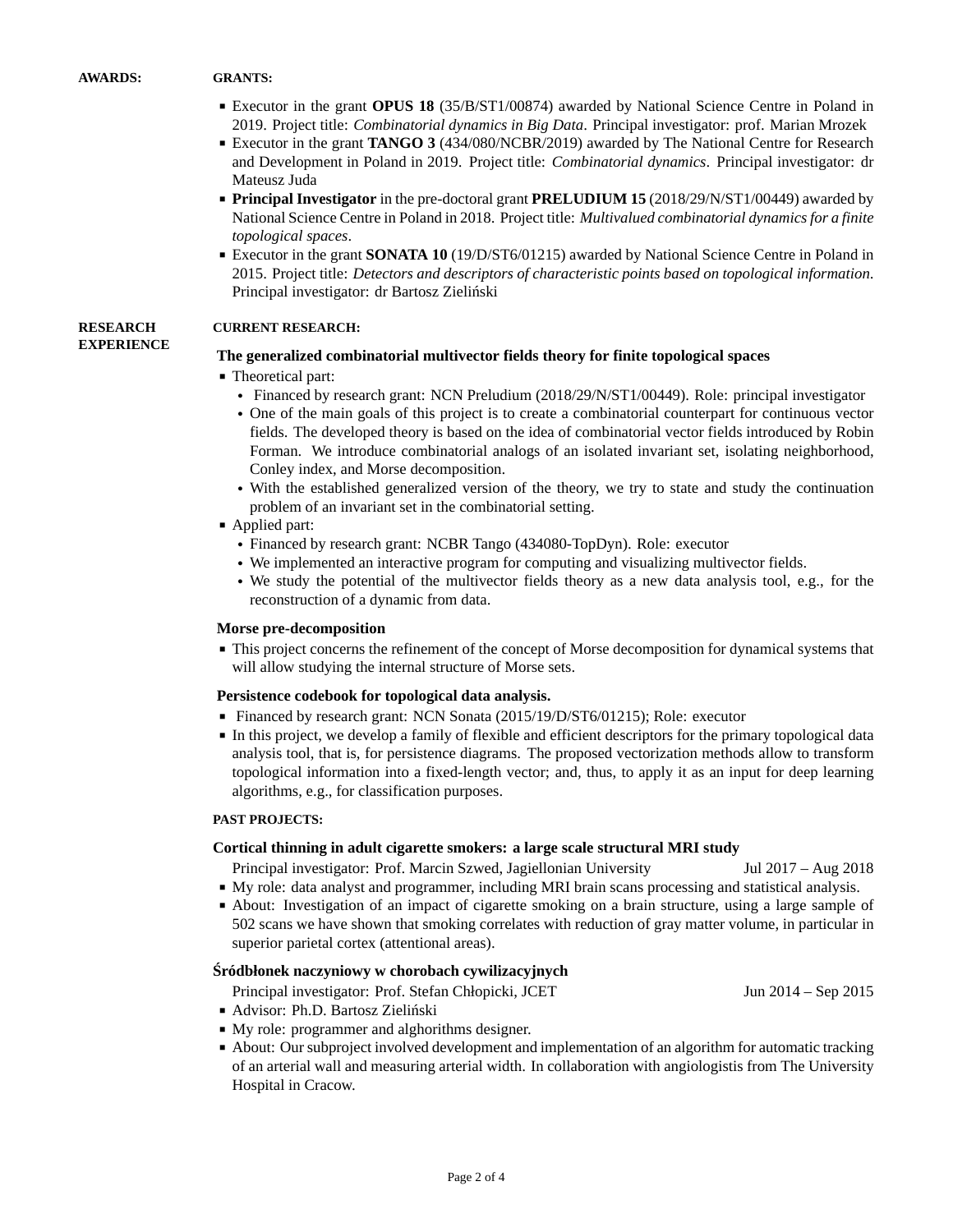**AWARDS:**

**GRANTS:**

- Executor in the grant **OPUS 18** (35/B/ST1/00874) awarded by National Science Centre in Poland in 2019. Project title: *Combinatorial dynamics in Big Data*. Principal investigator: prof. Marian Mrozek
- Executor in the grant **TANGO 3** (434/080/NCBR/2019) awarded by The National Centre for Research and Development in Poland in 2019. Project title: *Combinatorial dynamics*. Principal investigator: dr Mateusz Juda
- **Principal Investigator** in the pre-doctoral grant **PRELUDIUM 15** (2018/29/N/ST1/00449) awarded by National Science Centre in Poland in 2018. Project title: *Multivalued combinatorial dynamics for a finite topological spaces*.
- Executor in the grant **SONATA 10** (19/D/ST6/01215) awarded by National Science Centre in Poland in 2015. Project title: *Detectors and descriptors of characteristic points based on topological information*. Principal investigator: dr Bartosz Zieliński

**RESEARCH EXPERIENCE**

**CURRENT RESEARCH:**

**The generalized combinatorial multivector fields theory for finite topological spaces**

- Theoretical part:
  - Financed by research grant: NCN Preludium (2018/29/N/ST1/00449). Role: principal investigator
  - One of the main goals of this project is to create a combinatorial counterpart for continuous vector fields. The developed theory is based on the idea of combinatorial vector fields introduced by Robin Forman. We introduce combinatorial analogs of an isolated invariant set, isolating neighborhood, Conley index, and Morse decomposition.
  - With the established generalized version of the theory, we try to state and study the continuation problem of an invariant set in the combinatorial setting.
- Applied part:
  - Financed by research grant: NCBR Tango (434080-TopDyn). Role: executor
  - We implemented an interactive program for computing and visualizing multivector fields.
  - We study the potential of the multivector fields theory as a new data analysis tool, e.g., for the reconstruction of a dynamic from data.

**Morse pre-decomposition**

- This project concerns the refinement of the concept of Morse decomposition for dynamical systems that will allow studying the internal structure of Morse sets.

**Persistence codebook for topological data analysis.**

- Financed by research grant: NCN Sonata (2015/19/D/ST6/01215); Role: executor
- In this project, we develop a family of flexible and efficient descriptors for the primary topological data analysis tool, that is, for persistence diagrams. The proposed vectorization methods allow to transform topological information into a fixed-length vector; and, thus, to apply it as an input for deep learning algorithms, e.g., for classification purposes.

**PAST PROJECTS:**

**Cortical thinning in adult cigarette smokers: a large scale structural MRI study**

Principal investigator: Prof. Marcin Szwed, Jagiellonian University — Jul 2017 – Aug 2018

- My role: data analyst and programmer, including MRI brain scans processing and statistical analysis.
- About: Investigation of an impact of cigarette smoking on a brain structure, using a large sample of 502 scans we have shown that smoking correlates with reduction of gray matter volume, in particular in superior parietal cortex (attentional areas).

**Śródbłonek naczyniowy w chorobach cywilizacyjnych**

Principal investigator: Prof. Stefan Chłopicki, JCET — Jun 2014 – Sep 2015

- Advisor: Ph.D. Bartosz Zieliński
- My role: programmer and alghorithms designer.
- About: Our subproject involved development and implementation of an algorithm for automatic tracking of an arterial wall and measuring arterial width. In collaboration with angiologistis from The University Hospital in Cracow.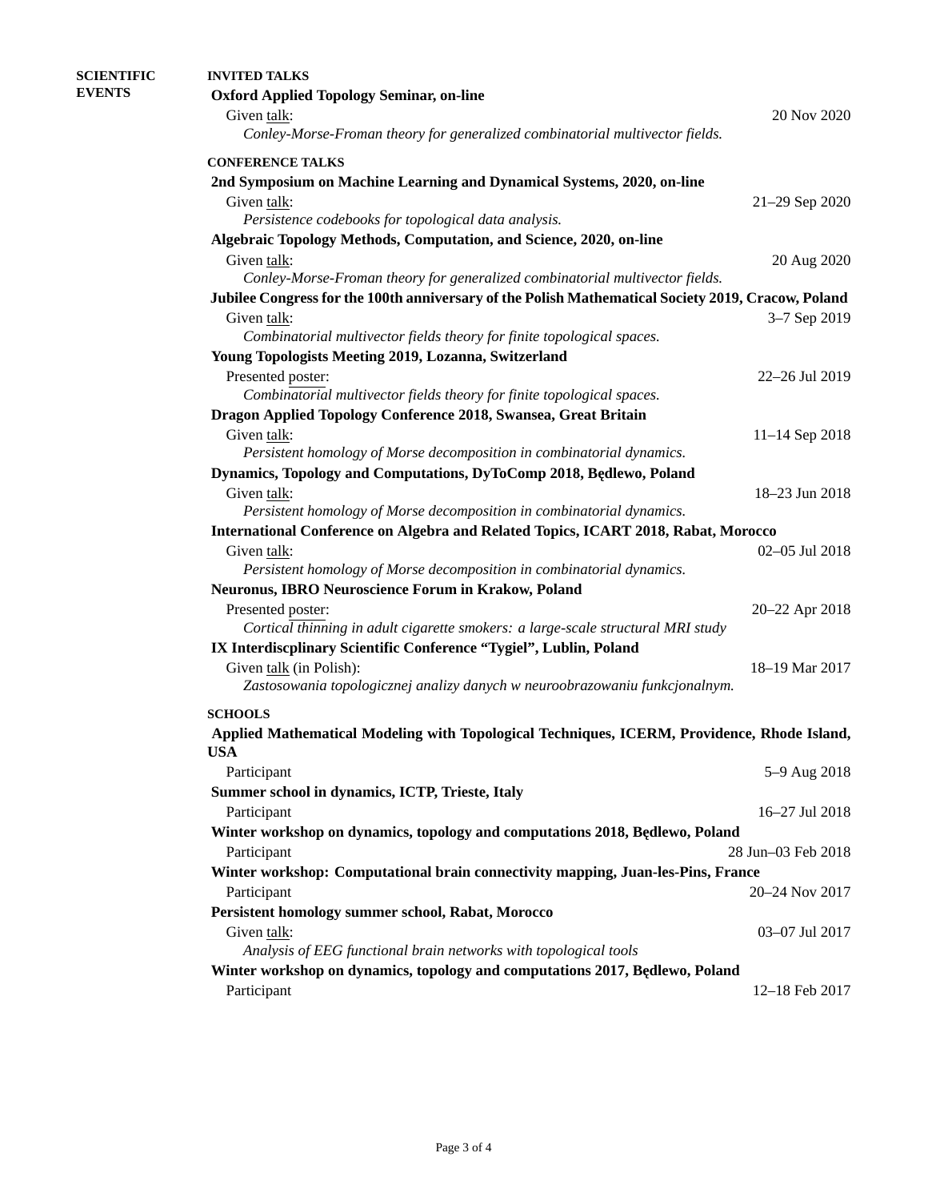## SCIENTIFIC EVENTS

### INVITED TALKS

**Oxford Applied Topology Seminar, on-line**

Given talk: 20 Nov 2020

*Conley-Morse-Froman theory for generalized combinatorial multivector fields.*

### CONFERENCE TALKS

**2nd Symposium on Machine Learning and Dynamical Systems, 2020, on-line**

Given talk: 21–29 Sep 2020

*Persistence codebooks for topological data analysis.*

**Algebraic Topology Methods, Computation, and Science, 2020, on-line**

Given talk: 20 Aug 2020

*Conley-Morse-Froman theory for generalized combinatorial multivector fields.*

**Jubilee Congress for the 100th anniversary of the Polish Mathematical Society 2019, Cracow, Poland**

Given talk: 3–7 Sep 2019

*Combinatorial multivector fields theory for finite topological spaces.*

**Young Topologists Meeting 2019, Lozanna, Switzerland**

Presented poster: 22–26 Jul 2019

*Combinatorial multivector fields theory for finite topological spaces.*

**Dragon Applied Topology Conference 2018, Swansea, Great Britain**

Given talk: 11–14 Sep 2018

*Persistent homology of Morse decomposition in combinatorial dynamics.*

**Dynamics, Topology and Computations, DyToComp 2018, Będlewo, Poland**

Given talk: 18–23 Jun 2018

*Persistent homology of Morse decomposition in combinatorial dynamics.*

**International Conference on Algebra and Related Topics, ICART 2018, Rabat, Morocco**

Given talk: 02–05 Jul 2018

*Persistent homology of Morse decomposition in combinatorial dynamics.*

**Neuronus, IBRO Neuroscience Forum in Krakow, Poland**

Presented poster: 20–22 Apr 2018

*Cortical thinning in adult cigarette smokers: a large-scale structural MRI study*

**IX Interdiscplinary Scientific Conference "Tygiel", Lublin, Poland**

Given talk (in Polish): 18–19 Mar 2017

*Zastosowania topologicznej analizy danych w neuroobrazowaniu funkcjonalnym.*

### SCHOOLS

**Applied Mathematical Modeling with Topological Techniques, ICERM, Providence, Rhode Island, USA**

Participant 5–9 Aug 2018

**Summer school in dynamics, ICTP, Trieste, Italy**

Participant 16–27 Jul 2018

**Winter workshop on dynamics, topology and computations 2018, Będlewo, Poland**

Participant 28 Jun–03 Feb 2018

**Winter workshop: Computational brain connectivity mapping, Juan-les-Pins, France**

Participant 20–24 Nov 2017

**Persistent homology summer school, Rabat, Morocco**

Given talk: 03–07 Jul 2017

*Analysis of EEG functional brain networks with topological tools*

**Winter workshop on dynamics, topology and computations 2017, Będlewo, Poland**

Participant 12–18 Feb 2017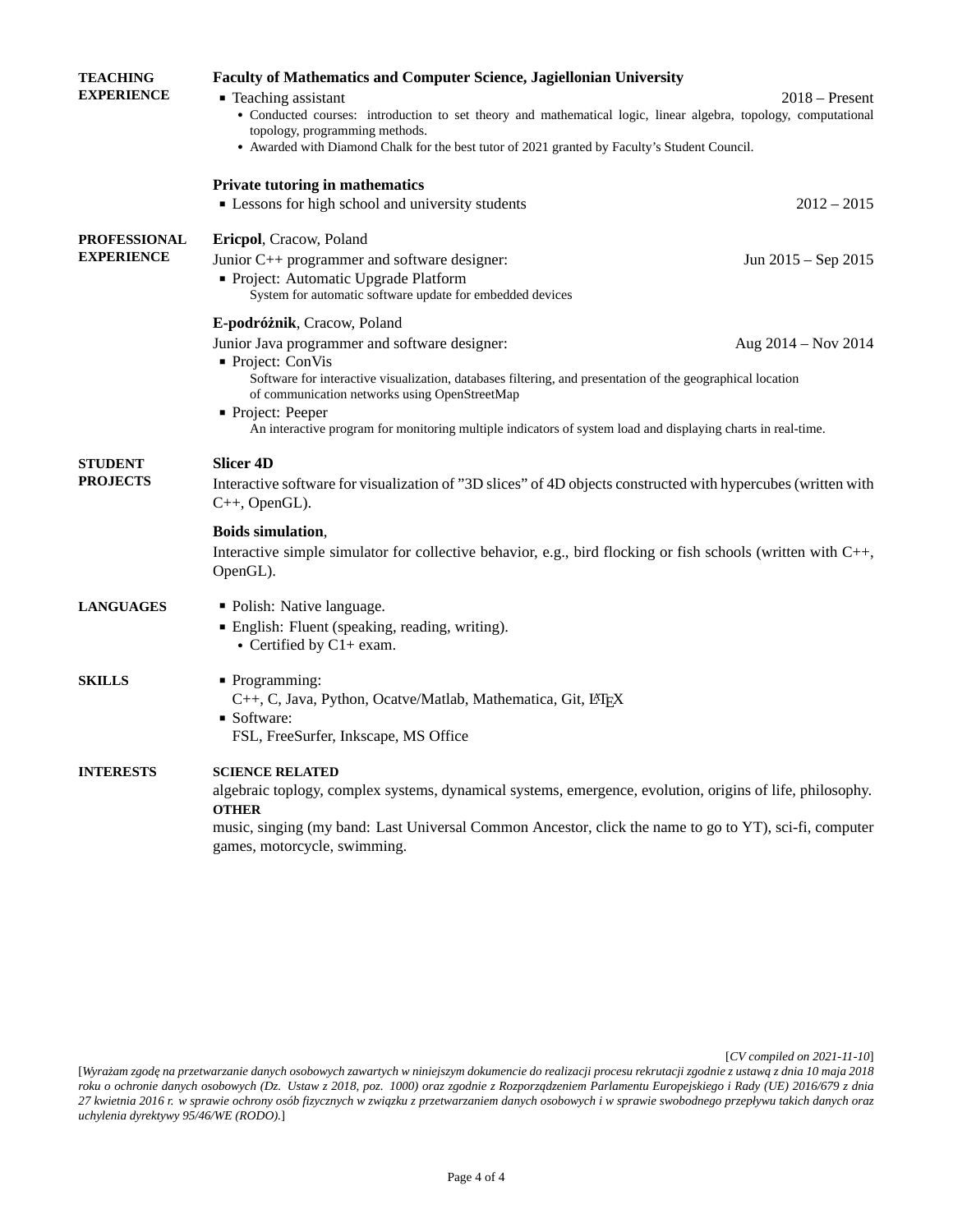## TEACHING EXPERIENCE

**Faculty of Mathematics and Computer Science, Jagiellonian University**

- Teaching assistant — 2018 – Present
  - Conducted courses: introduction to set theory and mathematical logic, linear algebra, topology, computational topology, programming methods.
  - Awarded with Diamond Chalk for the best tutor of 2021 granted by Faculty's Student Council.

**Private tutoring in mathematics**

- Lessons for high school and university students — 2012 – 2015

## PROFESSIONAL EXPERIENCE

**Ericpol**, Cracow, Poland

Junior C++ programmer and software designer: — Jun 2015 – Sep 2015

- Project: Automatic Upgrade Platform
  System for automatic software update for embedded devices

**E-podróżnik**, Cracow, Poland

Junior Java programmer and software designer: — Aug 2014 – Nov 2014

- Project: ConVis
  Software for interactive visualization, databases filtering, and presentation of the geographical location of communication networks using OpenStreetMap
- Project: Peeper
  An interactive program for monitoring multiple indicators of system load and displaying charts in real-time.

## STUDENT PROJECTS

**Slicer 4D**

Interactive software for visualization of "3D slices" of 4D objects constructed with hypercubes (written with C++, OpenGL).

**Boids simulation**,

Interactive simple simulator for collective behavior, e.g., bird flocking or fish schools (written with C++, OpenGL).

## LANGUAGES

- Polish: Native language.
- English: Fluent (speaking, reading, writing).
  - Certified by C1+ exam.

## SKILLS

- Programming:
  C++, C, Java, Python, Ocatve/Matlab, Mathematica, Git, LaTeX
- Software:
  FSL, FreeSurfer, Inkscape, MS Office

## INTERESTS

**SCIENCE RELATED**

algebraic toplogy, complex systems, dynamical systems, emergence, evolution, origins of life, philosophy.

**OTHER**

music, singing (my band: Last Universal Common Ancestor, click the name to go to YT), sci-fi, computer games, motorcycle, swimming.

[*CV compiled on 2021-11-10*]

[*Wyrażam zgodę na przetwarzanie danych osobowych zawartych w niniejszym dokumencie do realizacji procesu rekrutacji zgodnie z ustawą z dnia 10 maja 2018 roku o ochronie danych osobowych (Dz. Ustaw z 2018, poz. 1000) oraz zgodnie z Rozporządzeniem Parlamentu Europejskiego i Rady (UE) 2016/679 z dnia 27 kwietnia 2016 r. w sprawie ochrony osób fizycznych w związku z przetwarzaniem danych osobowych i w sprawie swobodnego przepływu takich danych oraz uchylenia dyrektywy 95/46/WE (RODO).*]